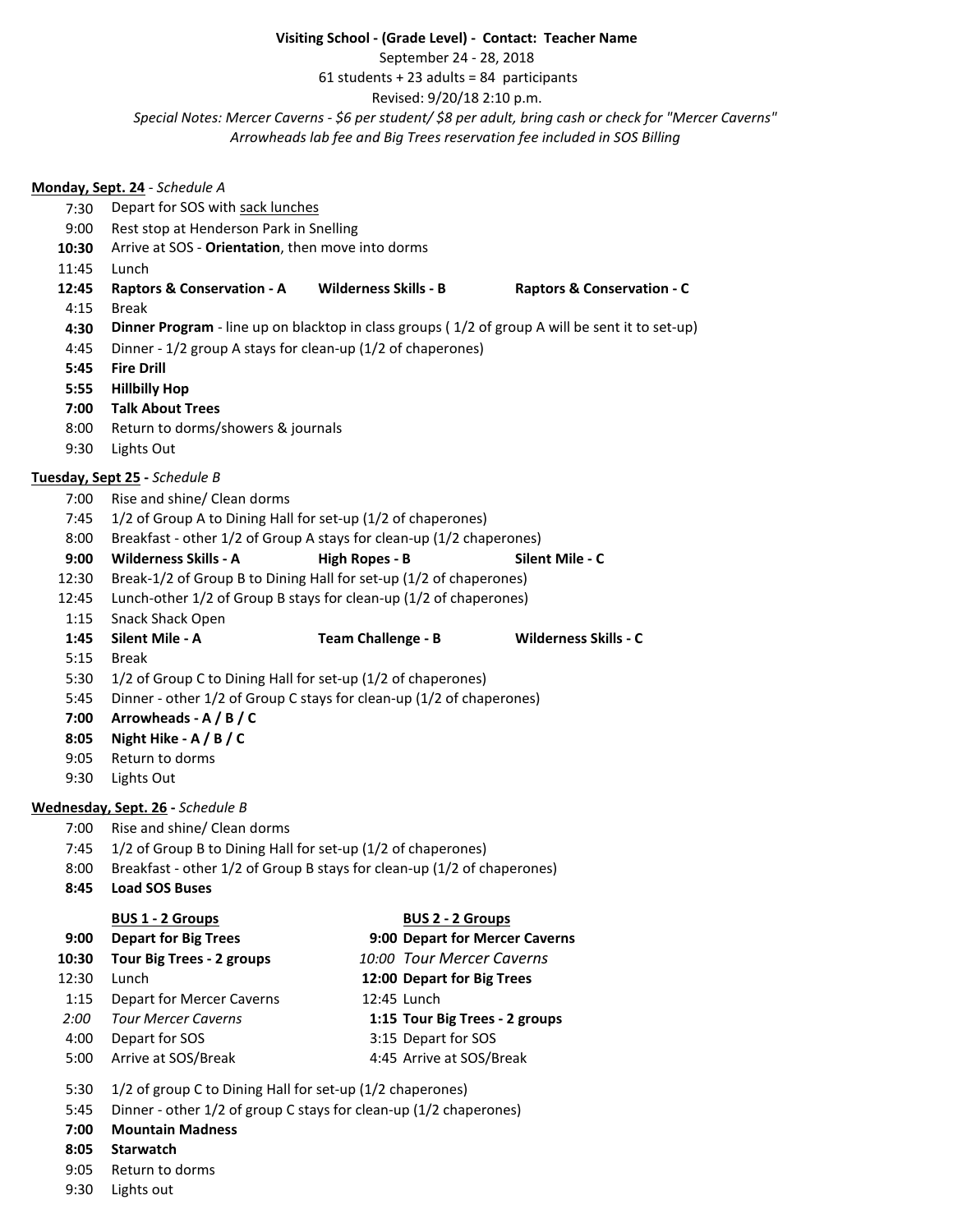**Visiting School - (Grade Level) - Contact: Teacher Name**

September 24 - 28, 2018

61 students + 23 adults = 84 participants

Revised: 9/20/18 2:10 p.m.

*Special Notes: Mercer Caverns - $6 per student/ $8 per adult, bring cash or check for "Mercer Caverns"*
*Arrowheads lab fee and Big Trees reservation fee included in SOS Billing*

**Monday, Sept. 24** - *Schedule A*

| | | | |
|---|---|---|---|
| 7:30 | Depart for SOS with sack lunches | | |
| 9:00 | Rest stop at Henderson Park in Snelling | | |
| **10:30** | Arrive at SOS - **Orientation**, then move into dorms | | |
| 11:45 | Lunch | | |
| **12:45** | **Raptors & Conservation - A** | **Wilderness Skills - B** | **Raptors & Conservation - C** |
| 4:15 | Break | | |
| **4:30** | **Dinner Program** - line up on blacktop in class groups ( 1/2 of group A will be sent it to set-up) | | |
| 4:45 | Dinner - 1/2 group A stays for clean-up (1/2 of chaperones) | | |
| **5:45** | **Fire Drill** | | |
| **5:55** | **Hillbilly Hop** | | |
| **7:00** | **Talk About Trees** | | |
| 8:00 | Return to dorms/showers & journals | | |
| 9:30 | Lights Out | | |

**Tuesday, Sept 25** - *Schedule B*

| | | | |
|---|---|---|---|
| 7:00 | Rise and shine/ Clean dorms | | |
| 7:45 | 1/2 of Group A to Dining Hall for set-up (1/2 of chaperones) | | |
| 8:00 | Breakfast - other 1/2 of Group A stays for clean-up (1/2 chaperones) | | |
| **9:00** | **Wilderness Skills - A** | **High Ropes - B** | **Silent Mile - C** |
| 12:30 | Break-1/2 of Group B to Dining Hall for set-up (1/2 of chaperones) | | |
| 12:45 | Lunch-other 1/2 of Group B stays for clean-up (1/2 of chaperones) | | |
| 1:15 | Snack Shack Open | | |
| **1:45** | **Silent Mile - A** | **Team Challenge - B** | **Wilderness Skills - C** |
| 5:15 | Break | | |
| 5:30 | 1/2 of Group C to Dining Hall for set-up (1/2 of chaperones) | | |
| 5:45 | Dinner - other 1/2 of Group C stays for clean-up (1/2 of chaperones) | | |
| **7:00** | **Arrowheads - A / B / C** | | |
| **8:05** | **Night Hike - A / B / C** | | |
| 9:05 | Return to dorms | | |
| 9:30 | Lights Out | | |

**Wednesday, Sept. 26** - *Schedule B*

| | |
|---|---|
| 7:00 | Rise and shine/ Clean dorms |
| 7:45 | 1/2 of Group B to Dining Hall for set-up (1/2 of chaperones) |
| 8:00 | Breakfast - other 1/2 of Group B stays for clean-up (1/2 of chaperones) |
| **8:45** | **Load SOS Buses** |

| | **BUS 1 - 2 Groups** | | **BUS 2 - 2 Groups** |
|---|---|---|---|
| **9:00** | **Depart for Big Trees** | **9:00** | **Depart for Mercer Caverns** |
| **10:30** | **Tour Big Trees - 2 groups** | *10:00* | *Tour Mercer Caverns* |
| 12:30 | Lunch | **12:00** | **Depart for Big Trees** |
| 1:15 | Depart for Mercer Caverns | 12:45 | Lunch |
| *2:00* | *Tour Mercer Caverns* | **1:15** | **Tour Big Trees - 2 groups** |
| 4:00 | Depart for SOS | 3:15 | Depart for SOS |
| 5:00 | Arrive at SOS/Break | 4:45 | Arrive at SOS/Break |

| | |
|---|---|
| 5:30 | 1/2 of group C to Dining Hall for set-up (1/2 chaperones) |
| 5:45 | Dinner - other 1/2 of group C stays for clean-up (1/2 chaperones) |
| **7:00** | **Mountain Madness** |
| **8:05** | **Starwatch** |
| 9:05 | Return to dorms |
| 9:30 | Lights out |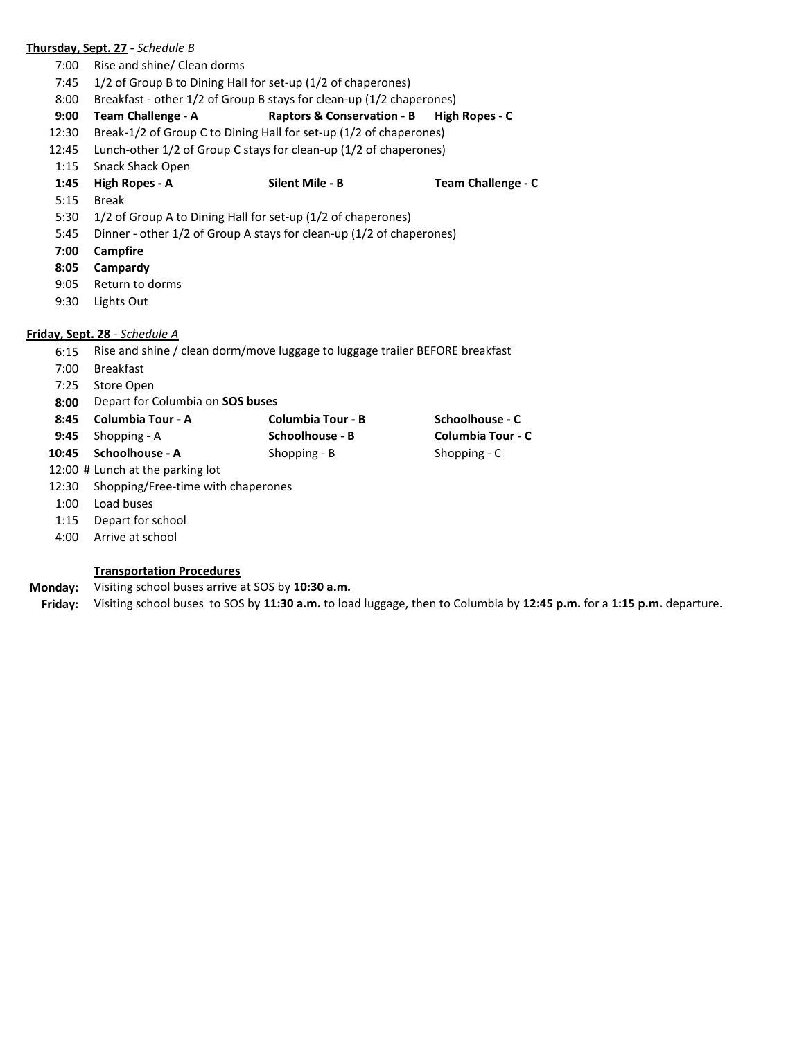**<u>Thursday, Sept. 27</u> -** *Schedule B*

| | | | |
|---|---|---|---|
| 7:00 | Rise and shine/ Clean dorms | | |
| 7:45 | 1/2 of Group B to Dining Hall for set-up (1/2 of chaperones) | | |
| 8:00 | Breakfast - other 1/2 of Group B stays for clean-up (1/2 chaperones) | | |
| **9:00** | **Team Challenge - A** | **Raptors & Conservation - B** | **High Ropes - C** |
| 12:30 | Break-1/2 of Group C to Dining Hall for set-up (1/2 of chaperones) | | |
| 12:45 | Lunch-other 1/2 of Group C stays for clean-up (1/2 of chaperones) | | |
| 1:15 | Snack Shack Open | | |
| **1:45** | **High Ropes - A** | **Silent Mile - B** | **Team Challenge - C** |
| 5:15 | Break | | |
| 5:30 | 1/2 of Group A to Dining Hall for set-up (1/2 of chaperones) | | |
| 5:45 | Dinner - other 1/2 of Group A stays for clean-up (1/2 of chaperones) | | |
| **7:00** | **Campfire** | | |
| **8:05** | **Campardy** | | |
| 9:05 | Return to dorms | | |
| 9:30 | Lights Out | | |

**<u>Friday, Sept. 28</u>** - *Schedule A*

| | | | |
|---|---|---|---|
| 6:15 | Rise and shine / clean dorm/move luggage to luggage trailer <u>BEFORE</u> breakfast | | |
| 7:00 | Breakfast | | |
| 7:25 | Store Open | | |
| **8:00** | Depart for Columbia on **SOS buses** | | |
| **8:45** | **Columbia Tour - A** | **Columbia Tour - B** | **Schoolhouse - C** |
| **9:45** | Shopping - A | **Schoolhouse - B** | **Columbia Tour - C** |
| **10:45** | **Schoolhouse - A** | Shopping - B | Shopping - C |
| 12:00 | # Lunch at the parking lot | | |
| 12:30 | Shopping/Free-time with chaperones | | |
| 1:00 | Load buses | | |
| 1:15 | Depart for school | | |
| 4:00 | Arrive at school | | |

**<u>Transportation Procedures</u>**

**Monday:** Visiting school buses arrive at SOS by **10:30 a.m.**

**Friday:** Visiting school buses to SOS by **11:30 a.m.** to load luggage, then to Columbia by **12:45 p.m.** for a **1:15 p.m.** departure.